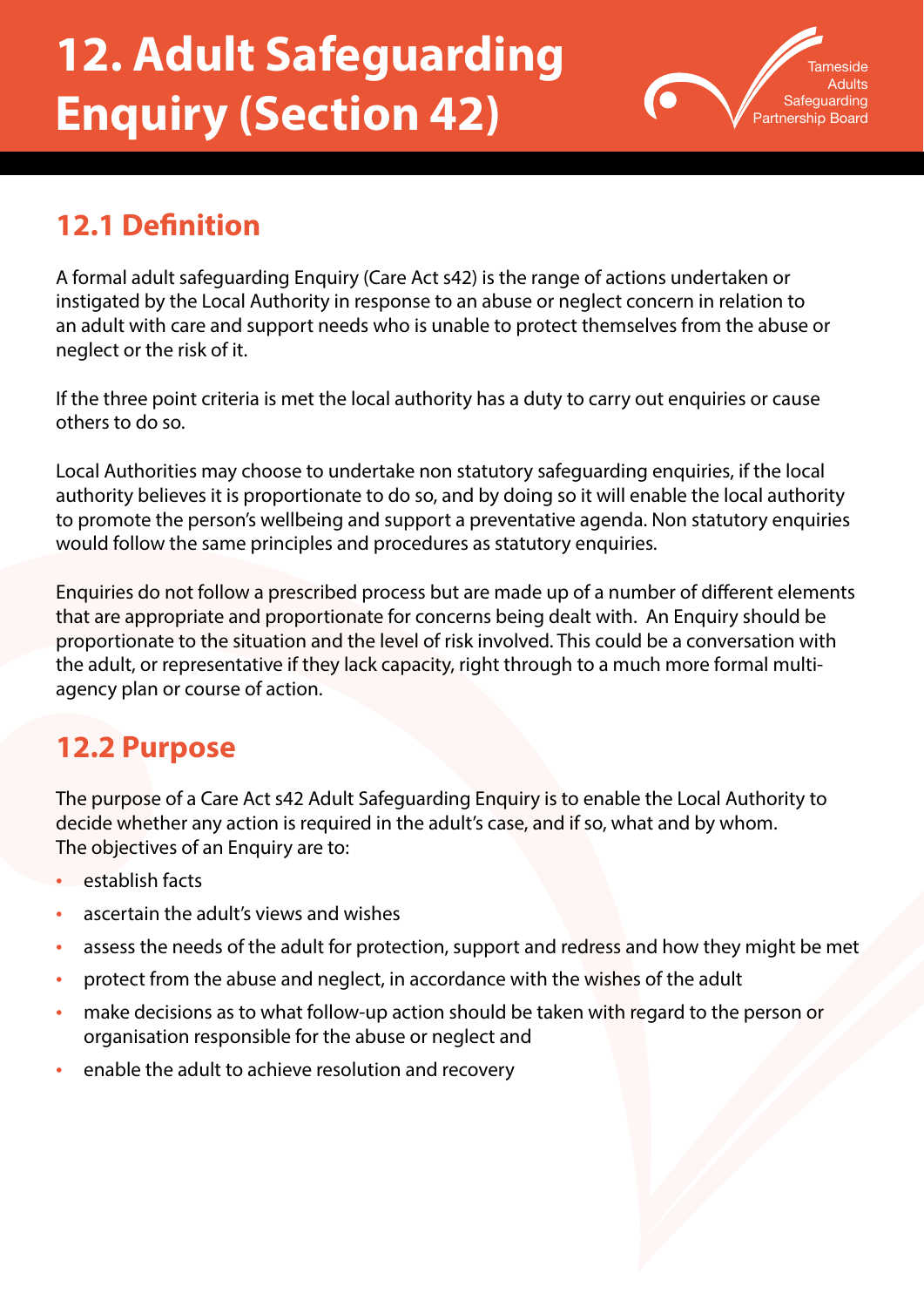# 12. Adult Safeguarding Enquiry (Section 42)

Tameside Adults Safeguarding Partnership Board

## 12.1 Definition

A formal adult safeguarding Enquiry (Care Act s42) is the range of actions undertaken or instigated by the Local Authority in response to an abuse or neglect concern in relation to an adult with care and support needs who is unable to protect themselves from the abuse or neglect or the risk of it.

If the three point criteria is met the local authority has a duty to carry out enquiries or cause others to do so.

Local Authorities may choose to undertake non statutory safeguarding enquiries, if the local authority believes it is proportionate to do so, and by doing so it will enable the local authority to promote the person's wellbeing and support a preventative agenda. Non statutory enquiries would follow the same principles and procedures as statutory enquiries.

Enquiries do not follow a prescribed process but are made up of a number of different elements that are appropriate and proportionate for concerns being dealt with. An Enquiry should be proportionate to the situation and the level of risk involved. This could be a conversation with the adult, or representative if they lack capacity, right through to a much more formal multi-agency plan or course of action.

## 12.2 Purpose

The purpose of a Care Act s42 Adult Safeguarding Enquiry is to enable the Local Authority to decide whether any action is required in the adult's case, and if so, what and by whom. The objectives of an Enquiry are to:

- establish facts
- ascertain the adult's views and wishes
- assess the needs of the adult for protection, support and redress and how they might be met
- protect from the abuse and neglect, in accordance with the wishes of the adult
- make decisions as to what follow-up action should be taken with regard to the person or organisation responsible for the abuse or neglect and
- enable the adult to achieve resolution and recovery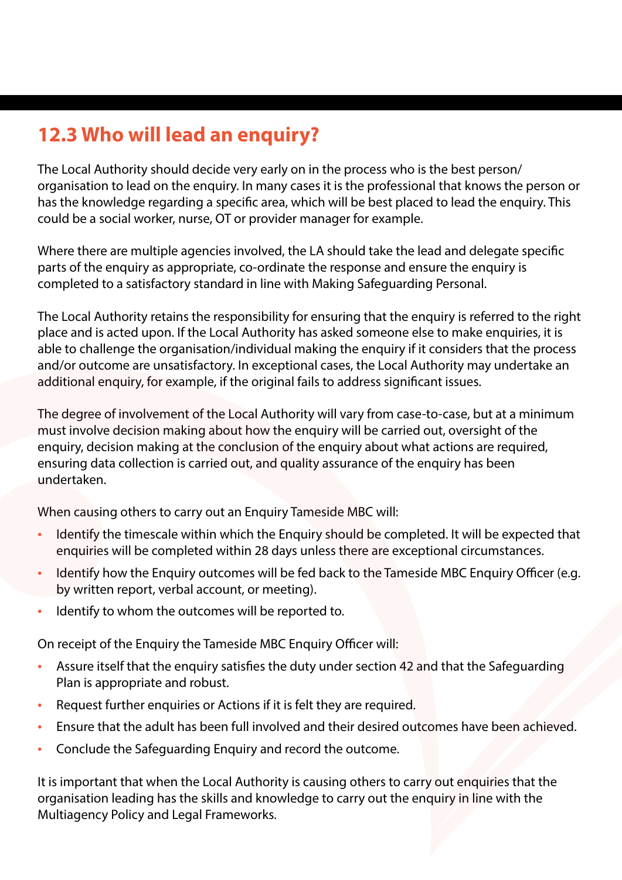## 12.3 Who will lead an enquiry?

The Local Authority should decide very early on in the process who is the best person/organisation to lead on the enquiry. In many cases it is the professional that knows the person or has the knowledge regarding a specific area, which will be best placed to lead the enquiry. This could be a social worker, nurse, OT or provider manager for example.

Where there are multiple agencies involved, the LA should take the lead and delegate specific parts of the enquiry as appropriate, co-ordinate the response and ensure the enquiry is completed to a satisfactory standard in line with Making Safeguarding Personal.

The Local Authority retains the responsibility for ensuring that the enquiry is referred to the right place and is acted upon. If the Local Authority has asked someone else to make enquiries, it is able to challenge the organisation/individual making the enquiry if it considers that the process and/or outcome are unsatisfactory. In exceptional cases, the Local Authority may undertake an additional enquiry, for example, if the original fails to address significant issues.

The degree of involvement of the Local Authority will vary from case-to-case, but at a minimum must involve decision making about how the enquiry will be carried out, oversight of the enquiry, decision making at the conclusion of the enquiry about what actions are required, ensuring data collection is carried out, and quality assurance of the enquiry has been undertaken.

When causing others to carry out an Enquiry Tameside MBC will:

- Identify the timescale within which the Enquiry should be completed. It will be expected that enquiries will be completed within 28 days unless there are exceptional circumstances.
- Identify how the Enquiry outcomes will be fed back to the Tameside MBC Enquiry Officer (e.g. by written report, verbal account, or meeting).
- Identify to whom the outcomes will be reported to.

On receipt of the Enquiry the Tameside MBC Enquiry Officer will:

- Assure itself that the enquiry satisfies the duty under section 42 and that the Safeguarding Plan is appropriate and robust.
- Request further enquiries or Actions if it is felt they are required.
- Ensure that the adult has been full involved and their desired outcomes have been achieved.
- Conclude the Safeguarding Enquiry and record the outcome.

It is important that when the Local Authority is causing others to carry out enquiries that the organisation leading has the skills and knowledge to carry out the enquiry in line with the Multiagency Policy and Legal Frameworks.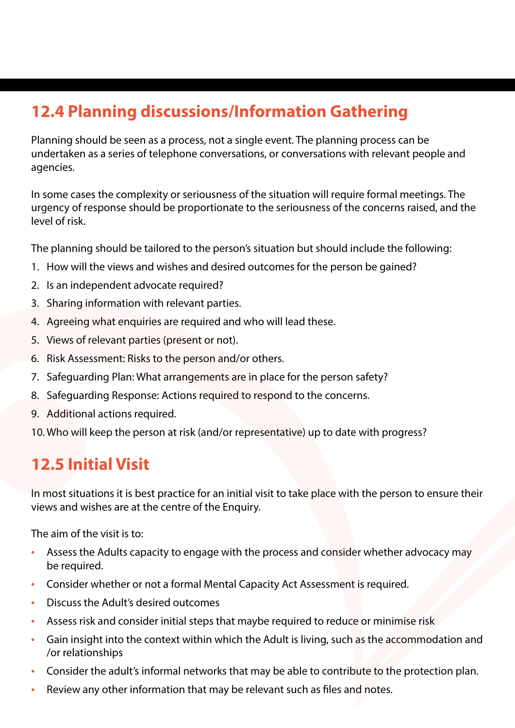## 12.4 Planning discussions/Information Gathering

Planning should be seen as a process, not a single event. The planning process can be undertaken as a series of telephone conversations, or conversations with relevant people and agencies.

In some cases the complexity or seriousness of the situation will require formal meetings. The urgency of response should be proportionate to the seriousness of the concerns raised, and the level of risk.

The planning should be tailored to the person's situation but should include the following:

1. How will the views and wishes and desired outcomes for the person be gained?
2. Is an independent advocate required?
3. Sharing information with relevant parties.
4. Agreeing what enquiries are required and who will lead these.
5. Views of relevant parties (present or not).
6. Risk Assessment: Risks to the person and/or others.
7. Safeguarding Plan: What arrangements are in place for the person safety?
8. Safeguarding Response: Actions required to respond to the concerns.
9. Additional actions required.
10. Who will keep the person at risk (and/or representative) up to date with progress?

## 12.5 Initial Visit

In most situations it is best practice for an initial visit to take place with the person to ensure their views and wishes are at the centre of the Enquiry.

The aim of the visit is to:

- Assess the Adults capacity to engage with the process and consider whether advocacy may be required.
- Consider whether or not a formal Mental Capacity Act Assessment is required.
- Discuss the Adult's desired outcomes
- Assess risk and consider initial steps that maybe required to reduce or minimise risk
- Gain insight into the context within which the Adult is living, such as the accommodation and /or relationships
- Consider the adult's informal networks that may be able to contribute to the protection plan.
- Review any other information that may be relevant such as files and notes.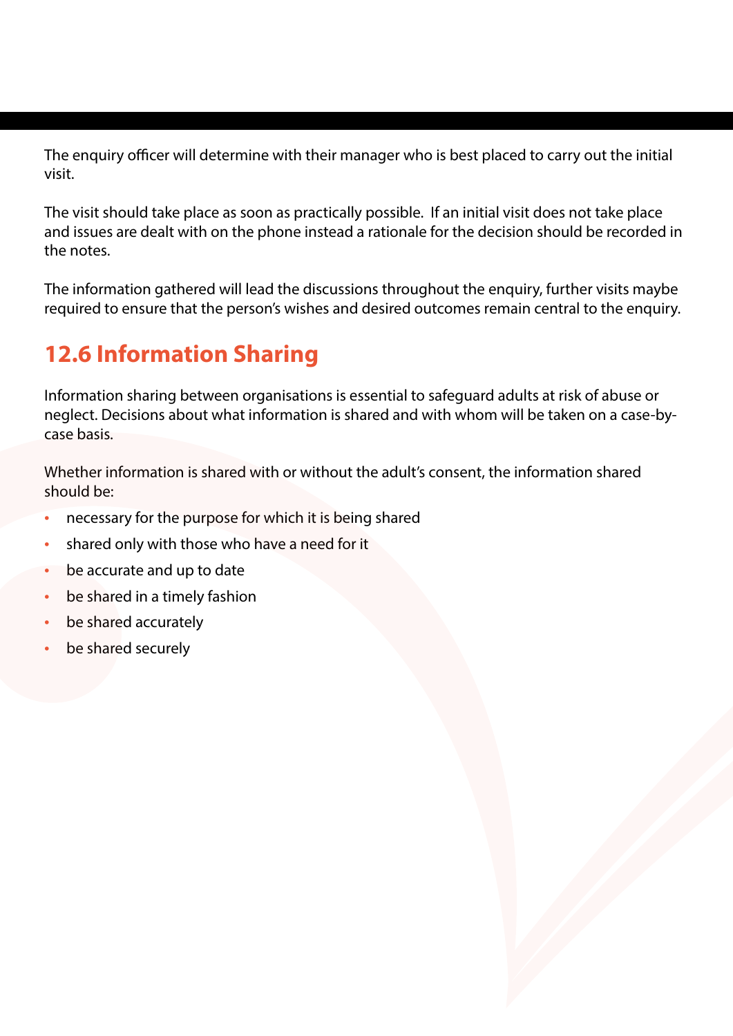The enquiry officer will determine with their manager who is best placed to carry out the initial visit.

The visit should take place as soon as practically possible.  If an initial visit does not take place and issues are dealt with on the phone instead a rationale for the decision should be recorded in the notes.

The information gathered will lead the discussions throughout the enquiry, further visits maybe required to ensure that the person's wishes and desired outcomes remain central to the enquiry.

## 12.6 Information Sharing

Information sharing between organisations is essential to safeguard adults at risk of abuse or neglect. Decisions about what information is shared and with whom will be taken on a case-by-case basis.

Whether information is shared with or without the adult's consent, the information shared should be:

- necessary for the purpose for which it is being shared
- shared only with those who have a need for it
- be accurate and up to date
- be shared in a timely fashion
- be shared accurately
- be shared securely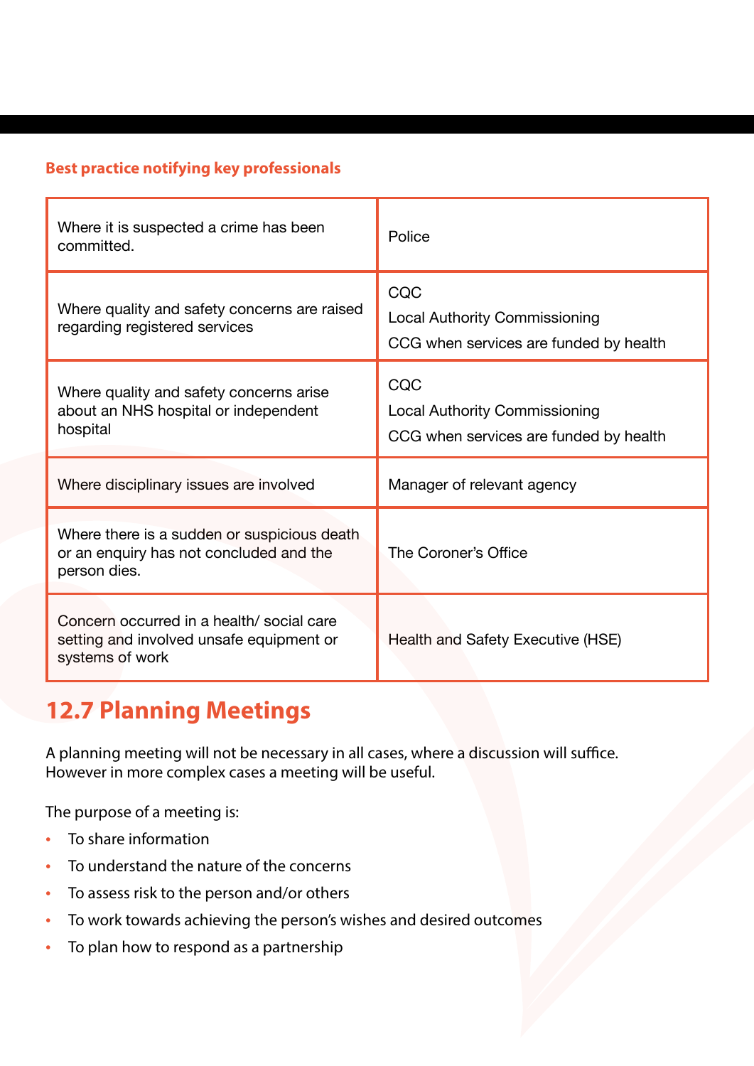**Best practice notifying key professionals**

| | |
|---|---|
| Where it is suspected a crime has been committed. | Police |
| Where quality and safety concerns are raised regarding registered services | CQC<br>Local Authority Commissioning<br>CCG when services are funded by health |
| Where quality and safety concerns arise about an NHS hospital or independent hospital | CQC<br>Local Authority Commissioning<br>CCG when services are funded by health |
| Where disciplinary issues are involved | Manager of relevant agency |
| Where there is a sudden or suspicious death or an enquiry has not concluded and the person dies. | The Coroner's Office |
| Concern occurred in a health/ social care setting and involved unsafe equipment or systems of work | Health and Safety Executive (HSE) |

## 12.7 Planning Meetings

A planning meeting will not be necessary in all cases, where a discussion will suffice. However in more complex cases a meeting will be useful.

The purpose of a meeting is:

- To share information
- To understand the nature of the concerns
- To assess risk to the person and/or others
- To work towards achieving the person's wishes and desired outcomes
- To plan how to respond as a partnership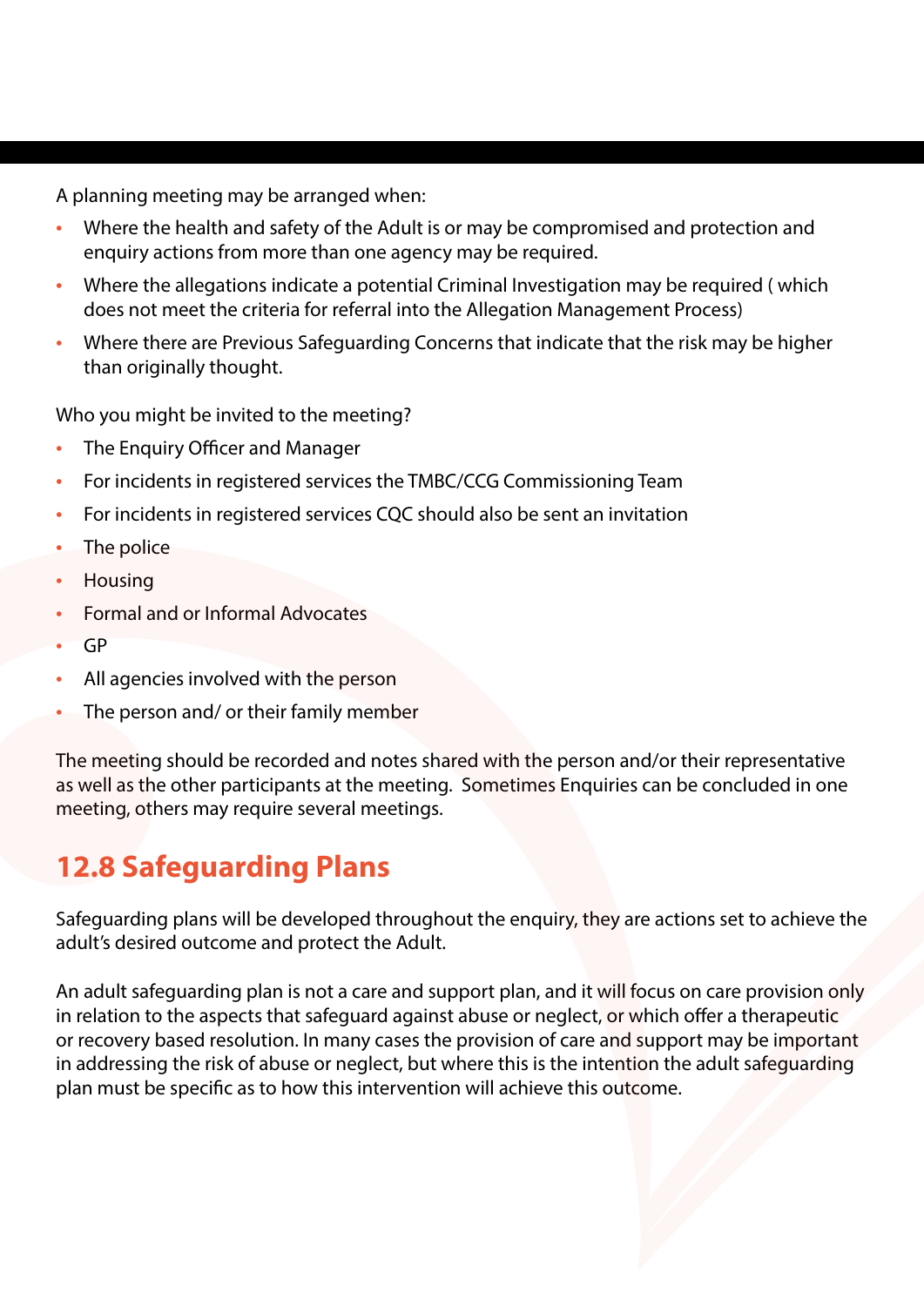A planning meeting may be arranged when:

- Where the health and safety of the Adult is or may be compromised and protection and enquiry actions from more than one agency may be required.
- Where the allegations indicate a potential Criminal Investigation may be required ( which does not meet the criteria for referral into the Allegation Management Process)
- Where there are Previous Safeguarding Concerns that indicate that the risk may be higher than originally thought.

Who you might be invited to the meeting?

- The Enquiry Officer and Manager
- For incidents in registered services the TMBC/CCG Commissioning Team
- For incidents in registered services CQC should also be sent an invitation
- The police
- Housing
- Formal and or Informal Advocates
- GP
- All agencies involved with the person
- The person and/ or their family member

The meeting should be recorded and notes shared with the person and/or their representative as well as the other participants at the meeting. Sometimes Enquiries can be concluded in one meeting, others may require several meetings.

## 12.8 Safeguarding Plans

Safeguarding plans will be developed throughout the enquiry, they are actions set to achieve the adult's desired outcome and protect the Adult.

An adult safeguarding plan is not a care and support plan, and it will focus on care provision only in relation to the aspects that safeguard against abuse or neglect, or which offer a therapeutic or recovery based resolution. In many cases the provision of care and support may be important in addressing the risk of abuse or neglect, but where this is the intention the adult safeguarding plan must be specific as to how this intervention will achieve this outcome.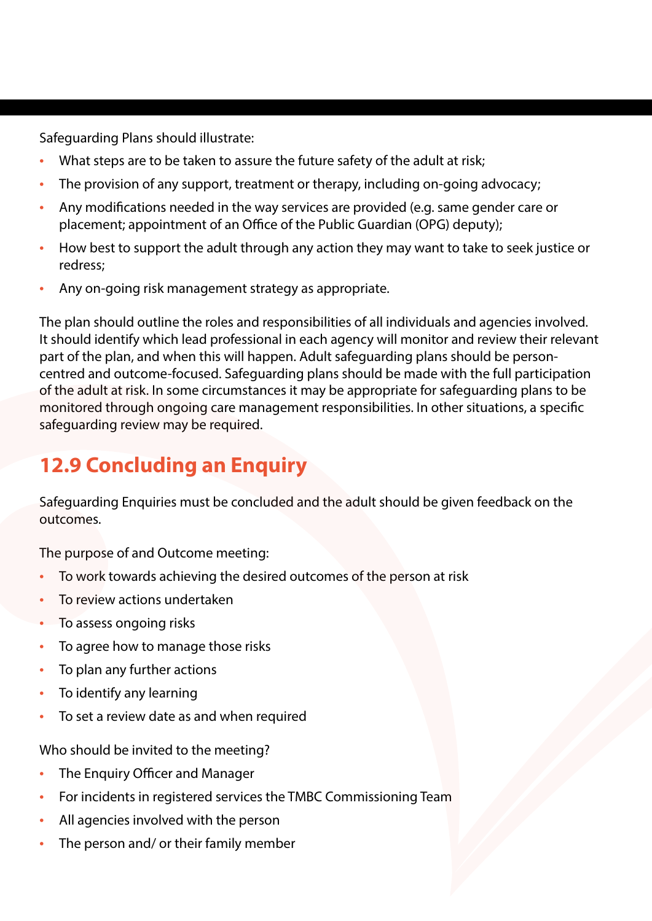Safeguarding Plans should illustrate:

- What steps are to be taken to assure the future safety of the adult at risk;
- The provision of any support, treatment or therapy, including on-going advocacy;
- Any modifications needed in the way services are provided (e.g. same gender care or placement; appointment of an Office of the Public Guardian (OPG) deputy);
- How best to support the adult through any action they may want to take to seek justice or redress;
- Any on-going risk management strategy as appropriate.

The plan should outline the roles and responsibilities of all individuals and agencies involved. It should identify which lead professional in each agency will monitor and review their relevant part of the plan, and when this will happen. Adult safeguarding plans should be person-centred and outcome-focused. Safeguarding plans should be made with the full participation of the adult at risk. In some circumstances it may be appropriate for safeguarding plans to be monitored through ongoing care management responsibilities. In other situations, a specific safeguarding review may be required.

## 12.9 Concluding an Enquiry

Safeguarding Enquiries must be concluded and the adult should be given feedback on the outcomes.

The purpose of and Outcome meeting:

- To work towards achieving the desired outcomes of the person at risk
- To review actions undertaken
- To assess ongoing risks
- To agree how to manage those risks
- To plan any further actions
- To identify any learning
- To set a review date as and when required

Who should be invited to the meeting?

- The Enquiry Officer and Manager
- For incidents in registered services the TMBC Commissioning Team
- All agencies involved with the person
- The person and/ or their family member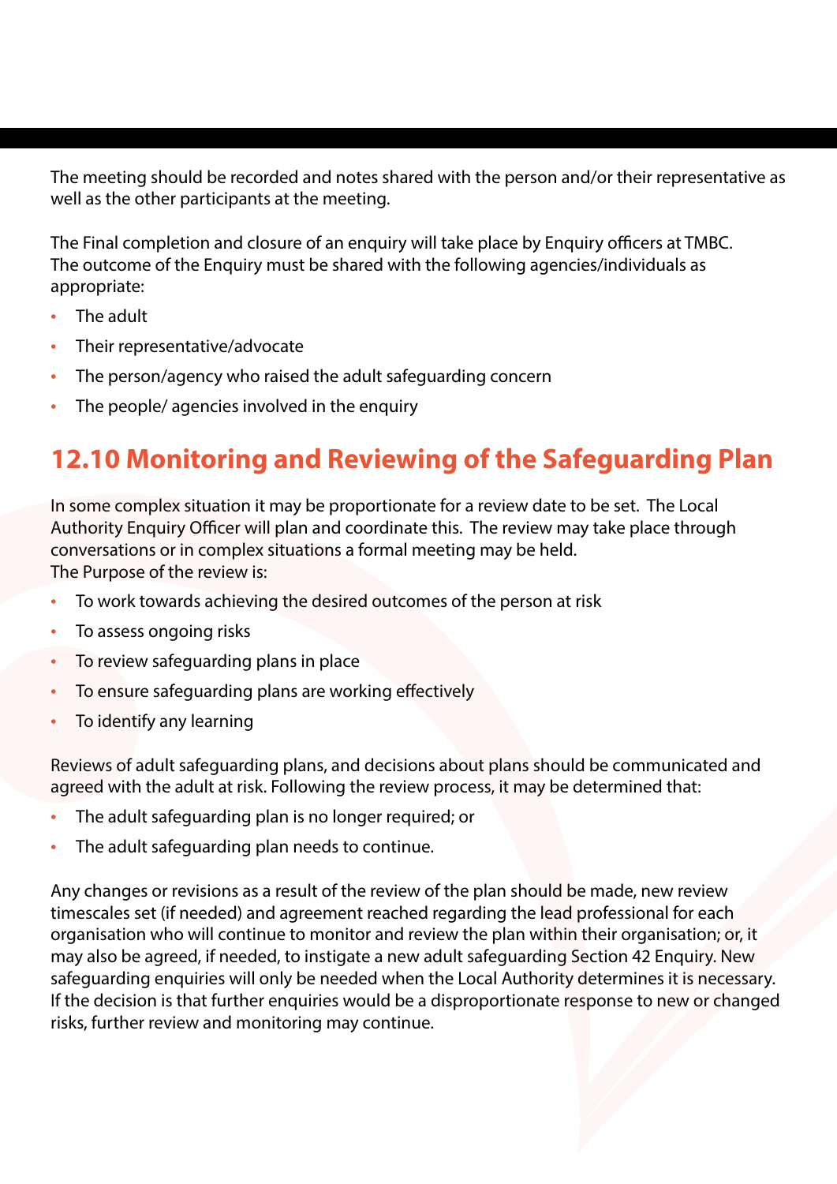The meeting should be recorded and notes shared with the person and/or their representative as well as the other participants at the meeting.

The Final completion and closure of an enquiry will take place by Enquiry officers at TMBC. The outcome of the Enquiry must be shared with the following agencies/individuals as appropriate:

- The adult
- Their representative/advocate
- The person/agency who raised the adult safeguarding concern
- The people/ agencies involved in the enquiry

## 12.10 Monitoring and Reviewing of the Safeguarding Plan

In some complex situation it may be proportionate for a review date to be set. The Local Authority Enquiry Officer will plan and coordinate this. The review may take place through conversations or in complex situations a formal meeting may be held.
The Purpose of the review is:

- To work towards achieving the desired outcomes of the person at risk
- To assess ongoing risks
- To review safeguarding plans in place
- To ensure safeguarding plans are working effectively
- To identify any learning

Reviews of adult safeguarding plans, and decisions about plans should be communicated and agreed with the adult at risk. Following the review process, it may be determined that:

- The adult safeguarding plan is no longer required; or
- The adult safeguarding plan needs to continue.

Any changes or revisions as a result of the review of the plan should be made, new review timescales set (if needed) and agreement reached regarding the lead professional for each organisation who will continue to monitor and review the plan within their organisation; or, it may also be agreed, if needed, to instigate a new adult safeguarding Section 42 Enquiry. New safeguarding enquiries will only be needed when the Local Authority determines it is necessary. If the decision is that further enquiries would be a disproportionate response to new or changed risks, further review and monitoring may continue.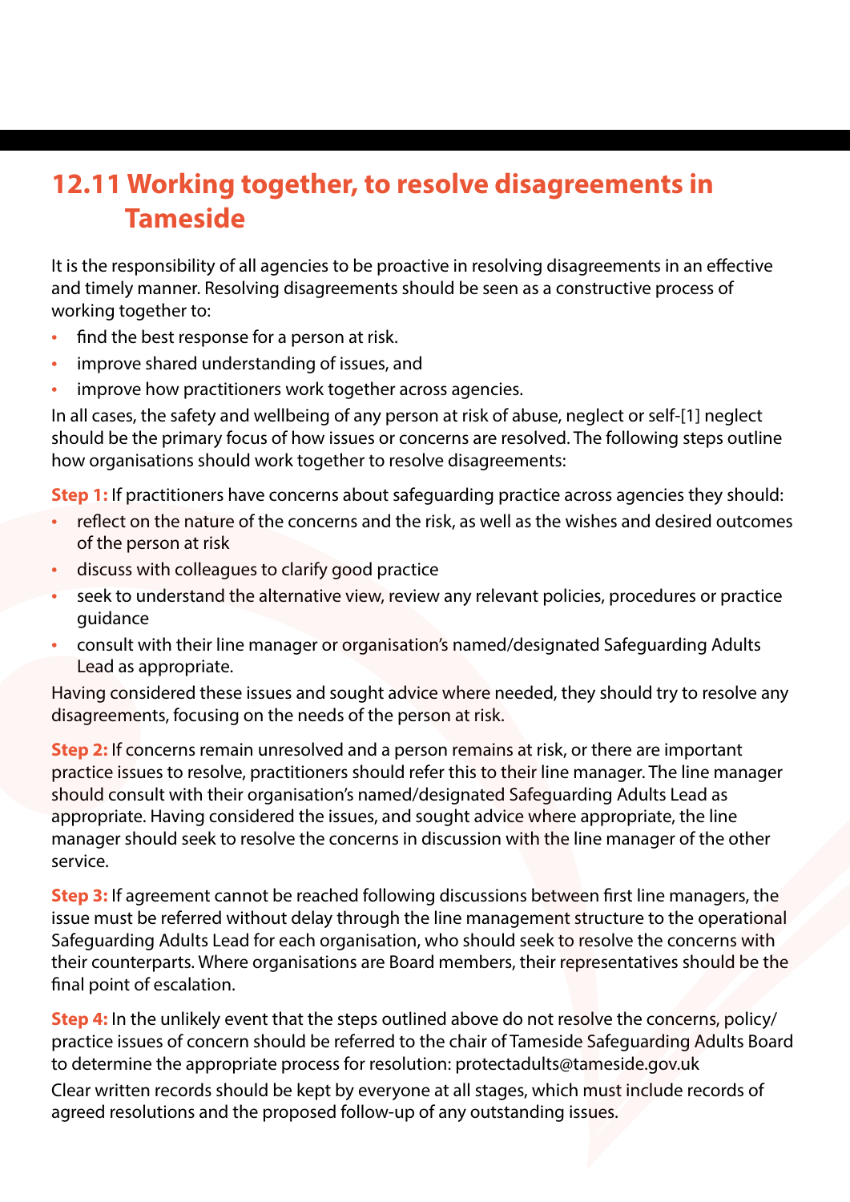## 12.11 Working together, to resolve disagreements in Tameside

It is the responsibility of all agencies to be proactive in resolving disagreements in an effective and timely manner. Resolving disagreements should be seen as a constructive process of working together to:

- find the best response for a person at risk.
- improve shared understanding of issues, and
- improve how practitioners work together across agencies.

In all cases, the safety and wellbeing of any person at risk of abuse, neglect or self-[1] neglect should be the primary focus of how issues or concerns are resolved. The following steps outline how organisations should work together to resolve disagreements:

**Step 1:** If practitioners have concerns about safeguarding practice across agencies they should:

- reflect on the nature of the concerns and the risk, as well as the wishes and desired outcomes of the person at risk
- discuss with colleagues to clarify good practice
- seek to understand the alternative view, review any relevant policies, procedures or practice guidance
- consult with their line manager or organisation's named/designated Safeguarding Adults Lead as appropriate.

Having considered these issues and sought advice where needed, they should try to resolve any disagreements, focusing on the needs of the person at risk.

**Step 2:** If concerns remain unresolved and a person remains at risk, or there are important practice issues to resolve, practitioners should refer this to their line manager. The line manager should consult with their organisation's named/designated Safeguarding Adults Lead as appropriate. Having considered the issues, and sought advice where appropriate, the line manager should seek to resolve the concerns in discussion with the line manager of the other service.

**Step 3:** If agreement cannot be reached following discussions between first line managers, the issue must be referred without delay through the line management structure to the operational Safeguarding Adults Lead for each organisation, who should seek to resolve the concerns with their counterparts. Where organisations are Board members, their representatives should be the final point of escalation.

**Step 4:** In the unlikely event that the steps outlined above do not resolve the concerns, policy/practice issues of concern should be referred to the chair of Tameside Safeguarding Adults Board to determine the appropriate process for resolution: protectadults@tameside.gov.uk

Clear written records should be kept by everyone at all stages, which must include records of agreed resolutions and the proposed follow-up of any outstanding issues.